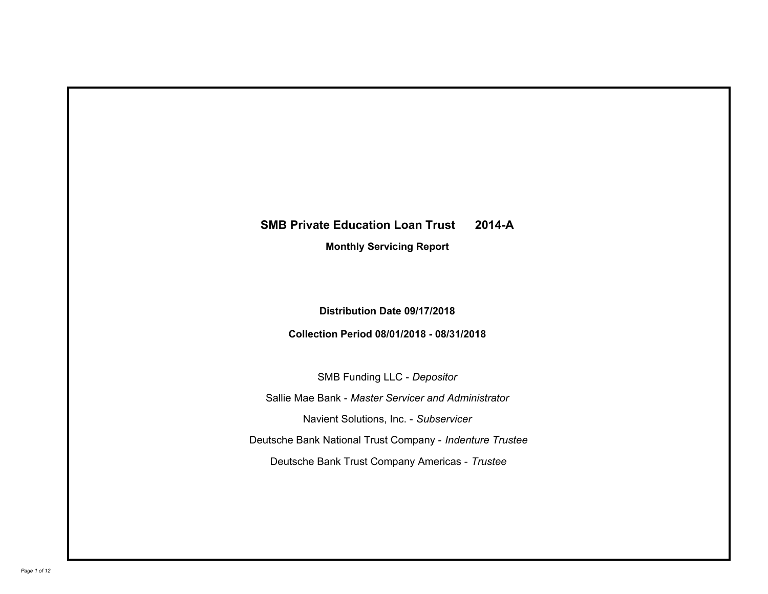# SMB Private Education Loan Trust 2014-A

**Monthly Servicing Report**

**Distribution Date 09/17/2018**

**Collection Period 08/01/2018 - 08/31/2018**

SMB Funding LLC - *Depositor*

Sallie Mae Bank - *Master Servicer and Administrator*

Navient Solutions, Inc. - *Subservicer*

Deutsche Bank National Trust Company - *Indenture Trustee*

Deutsche Bank Trust Company Americas - *Trustee*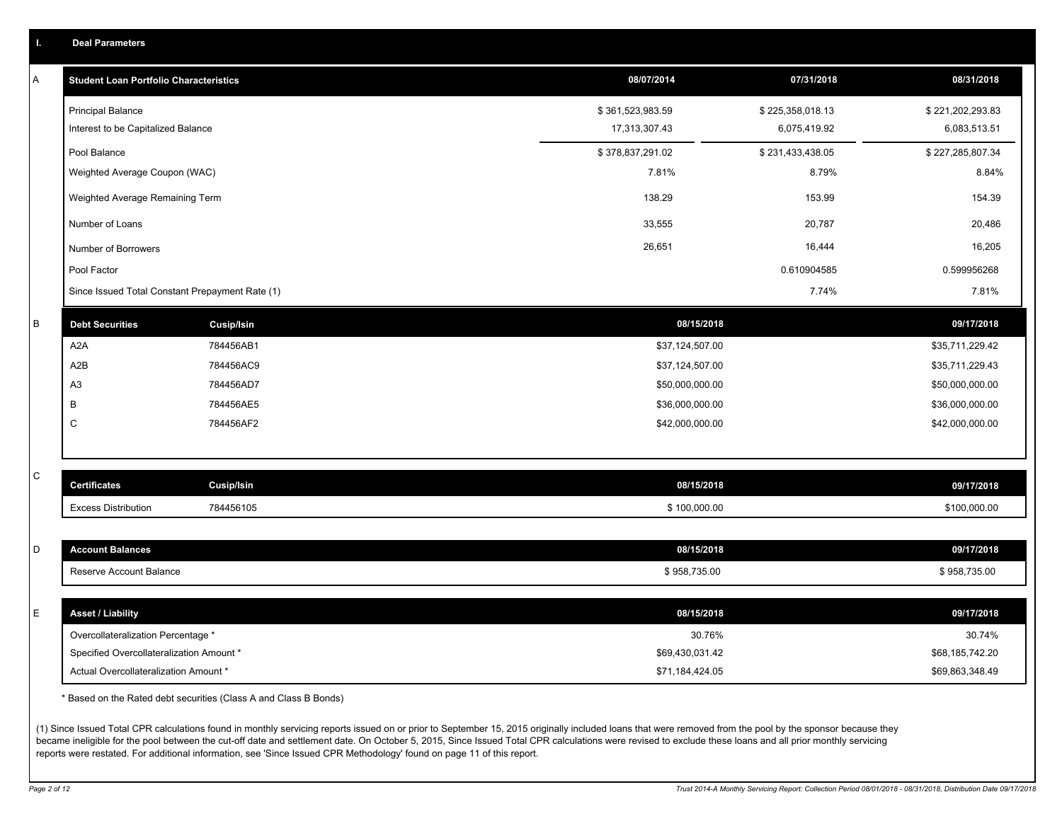## I. Deal Parameters

### A

| Student Loan Portfolio Characteristics | 08/07/2014 | 07/31/2018 | 08/31/2018 |
|---|---|---|---|
| Principal Balance | $ 361,523,983.59 | $ 225,358,018.13 | $ 221,202,293.83 |
| Interest to be Capitalized Balance | 17,313,307.43 | 6,075,419.92 | 6,083,513.51 |
| Pool Balance | $ 378,837,291.02 | $ 231,433,438.05 | $ 227,285,807.34 |
| Weighted Average Coupon (WAC) | 7.81% | 8.79% | 8.84% |
| Weighted Average Remaining Term | 138.29 | 153.99 | 154.39 |
| Number of Loans | 33,555 | 20,787 | 20,486 |
| Number of Borrowers | 26,651 | 16,444 | 16,205 |
| Pool Factor | | 0.610904585 | 0.599956268 |
| Since Issued Total Constant Prepayment Rate (1) | | 7.74% | 7.81% |

### B

| Debt Securities | Cusip/Isin | 08/15/2018 | 09/17/2018 |
|---|---|---|---|
| A2A | 784456AB1 | $37,124,507.00 | $35,711,229.42 |
| A2B | 784456AC9 | $37,124,507.00 | $35,711,229.43 |
| A3 | 784456AD7 | $50,000,000.00 | $50,000,000.00 |
| B | 784456AE5 | $36,000,000.00 | $36,000,000.00 |
| C | 784456AF2 | $42,000,000.00 | $42,000,000.00 |

### C

| Certificates | Cusip/Isin | 08/15/2018 | 09/17/2018 |
|---|---|---|---|
| Excess Distribution | 784456105 | $ 100,000.00 | $100,000.00 |

### D

| Account Balances | 08/15/2018 | 09/17/2018 |
|---|---|---|
| Reserve Account Balance | $ 958,735.00 | $ 958,735.00 |

### E

| Asset / Liability | 08/15/2018 | 09/17/2018 |
|---|---|---|
| Overcollateralization Percentage * | 30.76% | 30.74% |
| Specified Overcollateralization Amount * | $69,430,031.42 | $68,185,742.20 |
| Actual Overcollateralization Amount * | $71,184,424.05 | $69,863,348.49 |

* Based on the Rated debt securities (Class A and Class B Bonds)

(1) Since Issued Total CPR calculations found in monthly servicing reports issued on or prior to September 15, 2015 originally included loans that were removed from the pool by the sponsor because they became ineligible for the pool between the cut-off date and settlement date. On October 5, 2015, Since Issued Total CPR calculations were revised to exclude these loans and all prior monthly servicing reports were restated. For additional information, see 'Since Issued CPR Methodology' found on page 11 of this report.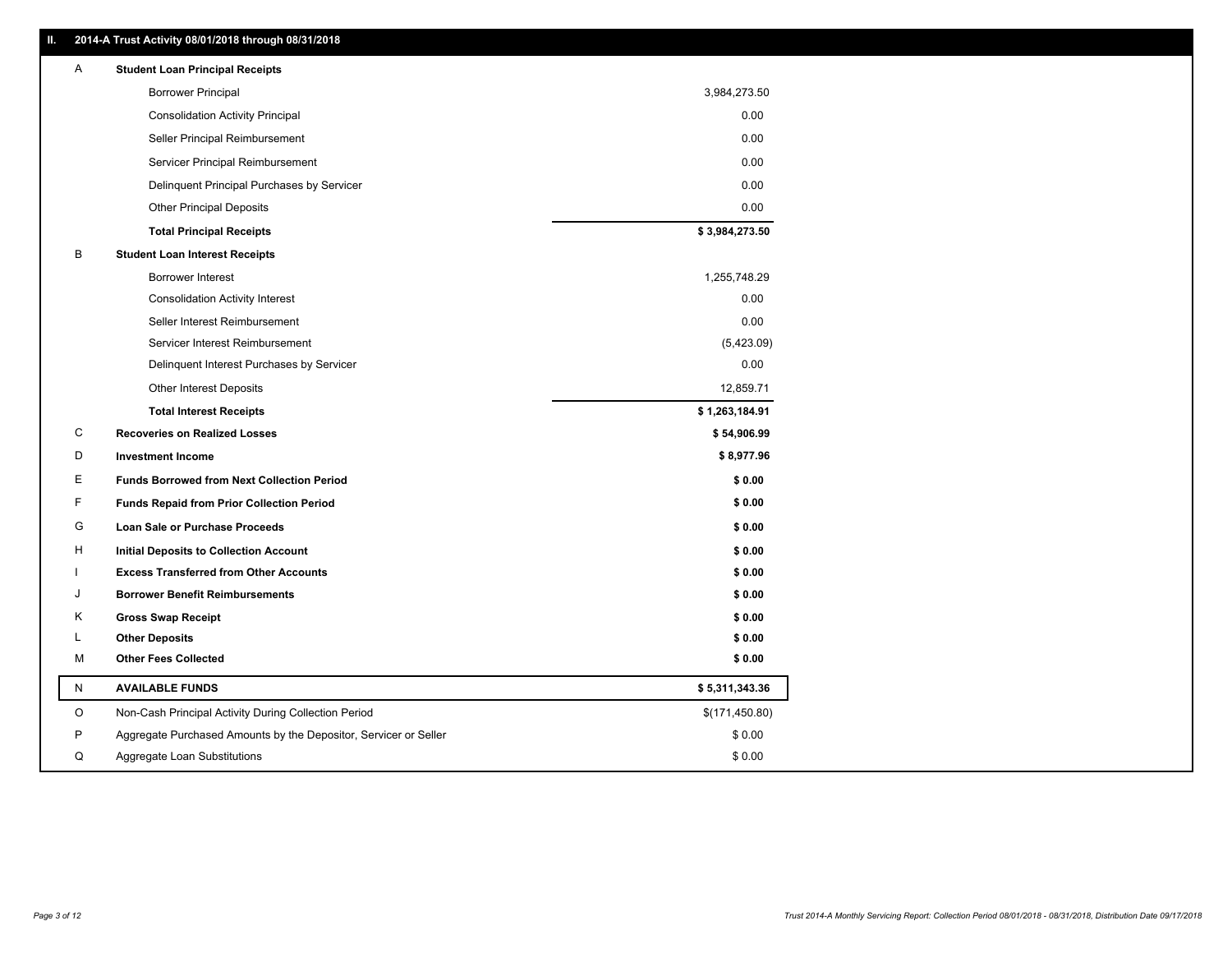## II. 2014-A Trust Activity 08/01/2018 through 08/31/2018

| | | |
|---|---|---|
| A | **Student Loan Principal Receipts** | |
| | Borrower Principal | 3,984,273.50 |
| | Consolidation Activity Principal | 0.00 |
| | Seller Principal Reimbursement | 0.00 |
| | Servicer Principal Reimbursement | 0.00 |
| | Delinquent Principal Purchases by Servicer | 0.00 |
| | Other Principal Deposits | 0.00 |
| | **Total Principal Receipts** | **$ 3,984,273.50** |
| B | **Student Loan Interest Receipts** | |
| | Borrower Interest | 1,255,748.29 |
| | Consolidation Activity Interest | 0.00 |
| | Seller Interest Reimbursement | 0.00 |
| | Servicer Interest Reimbursement | (5,423.09) |
| | Delinquent Interest Purchases by Servicer | 0.00 |
| | Other Interest Deposits | 12,859.71 |
| | **Total Interest Receipts** | **$ 1,263,184.91** |
| C | **Recoveries on Realized Losses** | **$ 54,906.99** |
| D | **Investment Income** | **$ 8,977.96** |
| E | **Funds Borrowed from Next Collection Period** | **$ 0.00** |
| F | **Funds Repaid from Prior Collection Period** | **$ 0.00** |
| G | **Loan Sale or Purchase Proceeds** | **$ 0.00** |
| H | **Initial Deposits to Collection Account** | **$ 0.00** |
| I | **Excess Transferred from Other Accounts** | **$ 0.00** |
| J | **Borrower Benefit Reimbursements** | **$ 0.00** |
| K | **Gross Swap Receipt** | **$ 0.00** |
| L | **Other Deposits** | **$ 0.00** |
| M | **Other Fees Collected** | **$ 0.00** |
| N | **AVAILABLE FUNDS** | **$ 5,311,343.36** |
| O | Non-Cash Principal Activity During Collection Period | $(171,450.80) |
| P | Aggregate Purchased Amounts by the Depositor, Servicer or Seller | $ 0.00 |
| Q | Aggregate Loan Substitutions | $ 0.00 |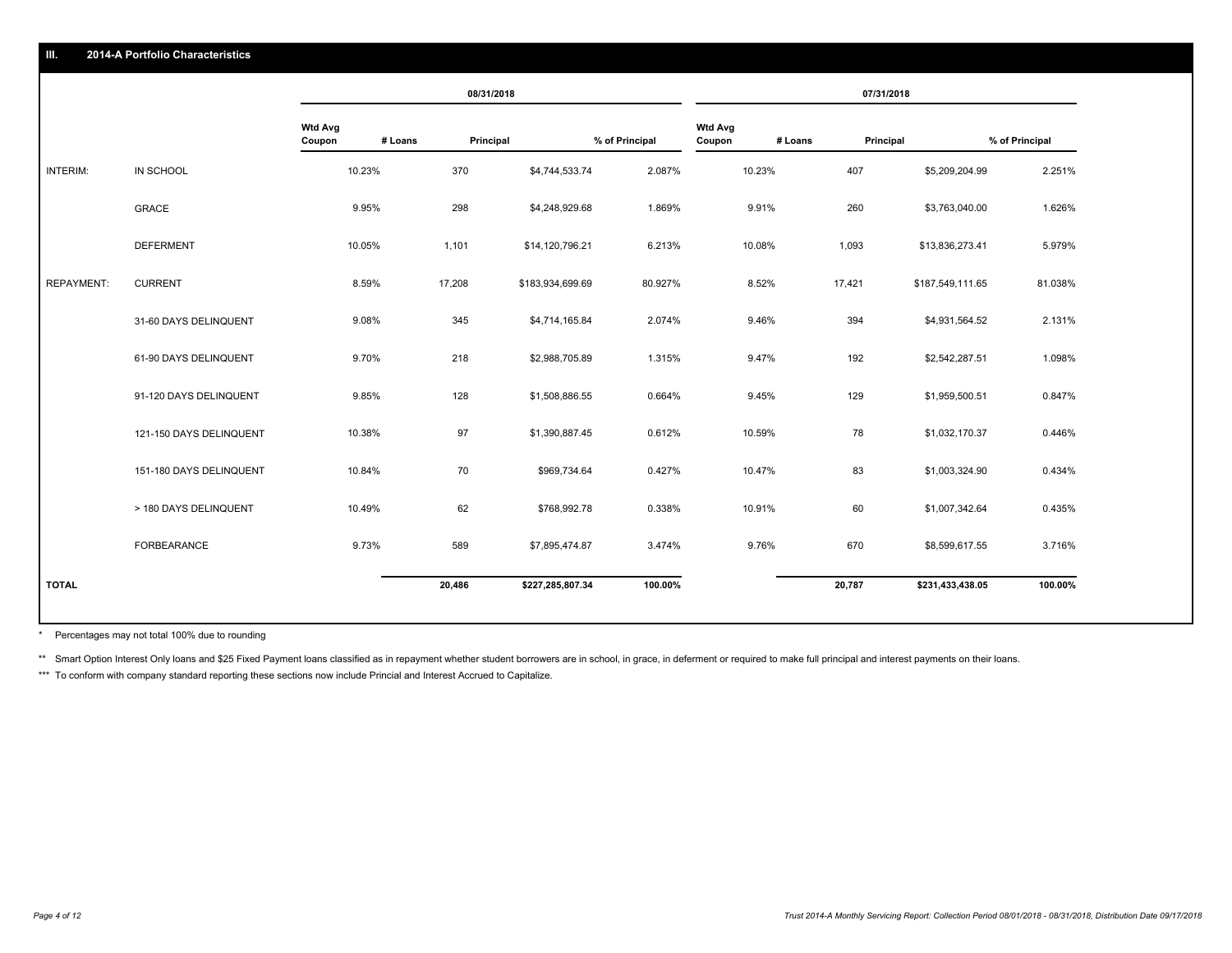## III. 2014-A Portfolio Characteristics

| | | 08/31/2018 | | | | 07/31/2018 | | | |
|---|---|---|---|---|---|---|---|---|---|
| | | Wtd Avg Coupon | # Loans | Principal | % of Principal | Wtd Avg Coupon | # Loans | Principal | % of Principal |
| INTERIM: | IN SCHOOL | 10.23% | 370 | $4,744,533.74 | 2.087% | 10.23% | 407 | $5,209,204.99 | 2.251% |
| | GRACE | 9.95% | 298 | $4,248,929.68 | 1.869% | 9.91% | 260 | $3,763,040.00 | 1.626% |
| | DEFERMENT | 10.05% | 1,101 | $14,120,796.21 | 6.213% | 10.08% | 1,093 | $13,836,273.41 | 5.979% |
| REPAYMENT: | CURRENT | 8.59% | 17,208 | $183,934,699.69 | 80.927% | 8.52% | 17,421 | $187,549,111.65 | 81.038% |
| | 31-60 DAYS DELINQUENT | 9.08% | 345 | $4,714,165.84 | 2.074% | 9.46% | 394 | $4,931,564.52 | 2.131% |
| | 61-90 DAYS DELINQUENT | 9.70% | 218 | $2,988,705.89 | 1.315% | 9.47% | 192 | $2,542,287.51 | 1.098% |
| | 91-120 DAYS DELINQUENT | 9.85% | 128 | $1,508,886.55 | 0.664% | 9.45% | 129 | $1,959,500.51 | 0.847% |
| | 121-150 DAYS DELINQUENT | 10.38% | 97 | $1,390,887.45 | 0.612% | 10.59% | 78 | $1,032,170.37 | 0.446% |
| | 151-180 DAYS DELINQUENT | 10.84% | 70 | $969,734.64 | 0.427% | 10.47% | 83 | $1,003,324.90 | 0.434% |
| | > 180 DAYS DELINQUENT | 10.49% | 62 | $768,992.78 | 0.338% | 10.91% | 60 | $1,007,342.64 | 0.435% |
| | FORBEARANCE | 9.73% | 589 | $7,895,474.87 | 3.474% | 9.76% | 670 | $8,599,617.55 | 3.716% |
| **TOTAL** | | | **20,486** | **$227,285,807.34** | **100.00%** | | **20,787** | **$231,433,438.05** | **100.00%** |

* Percentages may not total 100% due to rounding

** Smart Option Interest Only loans and $25 Fixed Payment loans classified as in repayment whether student borrowers are in school, in grace, in deferment or required to make full principal and interest payments on their loans.

*** To conform with company standard reporting these sections now include Princial and Interest Accrued to Capitalize.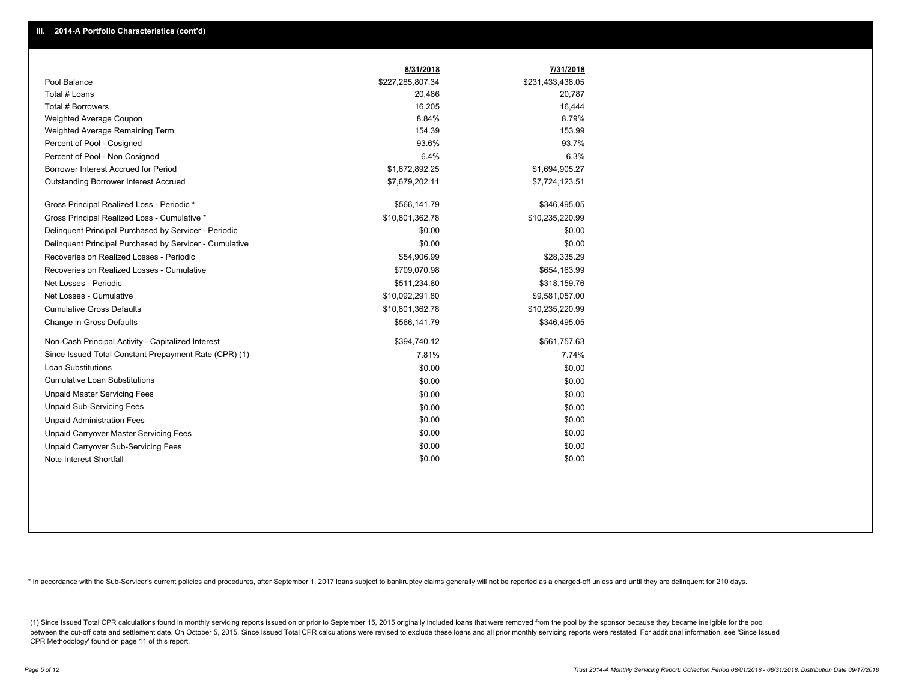## III. 2014-A Portfolio Characteristics (cont'd)

| | 8/31/2018 | 7/31/2018 |
|---|---|---|
| Pool Balance | $227,285,807.34 | $231,433,438.05 |
| Total # Loans | 20,486 | 20,787 |
| Total # Borrowers | 16,205 | 16,444 |
| Weighted Average Coupon | 8.84% | 8.79% |
| Weighted Average Remaining Term | 154.39 | 153.99 |
| Percent of Pool - Cosigned | 93.6% | 93.7% |
| Percent of Pool - Non Cosigned | 6.4% | 6.3% |
| Borrower Interest Accrued for Period | $1,672,892.25 | $1,694,905.27 |
| Outstanding Borrower Interest Accrued | $7,679,202.11 | $7,724,123.51 |
| Gross Principal Realized Loss - Periodic * | $566,141.79 | $346,495.05 |
| Gross Principal Realized Loss - Cumulative * | $10,801,362.78 | $10,235,220.99 |
| Delinquent Principal Purchased by Servicer - Periodic | $0.00 | $0.00 |
| Delinquent Principal Purchased by Servicer - Cumulative | $0.00 | $0.00 |
| Recoveries on Realized Losses - Periodic | $54,906.99 | $28,335.29 |
| Recoveries on Realized Losses - Cumulative | $709,070.98 | $654,163.99 |
| Net Losses - Periodic | $511,234.80 | $318,159.76 |
| Net Losses - Cumulative | $10,092,291.80 | $9,581,057.00 |
| Cumulative Gross Defaults | $10,801,362.78 | $10,235,220.99 |
| Change in Gross Defaults | $566,141.79 | $346,495.05 |
| Non-Cash Principal Activity - Capitalized Interest | $394,740.12 | $561,757.63 |
| Since Issued Total Constant Prepayment Rate (CPR) (1) | 7.81% | 7.74% |
| Loan Substitutions | $0.00 | $0.00 |
| Cumulative Loan Substitutions | $0.00 | $0.00 |
| Unpaid Master Servicing Fees | $0.00 | $0.00 |
| Unpaid Sub-Servicing Fees | $0.00 | $0.00 |
| Unpaid Administration Fees | $0.00 | $0.00 |
| Unpaid Carryover Master Servicing Fees | $0.00 | $0.00 |
| Unpaid Carryover Sub-Servicing Fees | $0.00 | $0.00 |
| Note Interest Shortfall | $0.00 | $0.00 |

* In accordance with the Sub-Servicer's current policies and procedures, after September 1, 2017 loans subject to bankruptcy claims generally will not be reported as a charged-off unless and until they are delinquent for 210 days.

(1) Since Issued Total CPR calculations found in monthly servicing reports issued on or prior to September 15, 2015 originally included loans that were removed from the pool by the sponsor because they became ineligible for the pool between the cut-off date and settlement date. On October 5, 2015, Since Issued Total CPR calculations were revised to exclude these loans and all prior monthly servicing reports were restated. For additional information, see 'Since Issued CPR Methodology' found on page 11 of this report.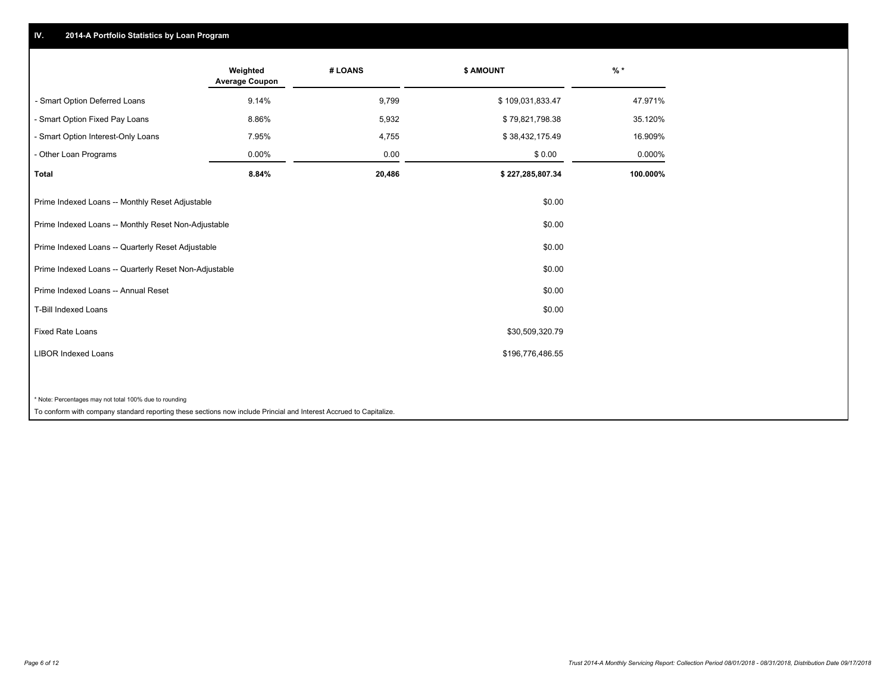## IV. 2014-A Portfolio Statistics by Loan Program

| | Weighted Average Coupon | # LOANS | $ AMOUNT | % * |
|---|---|---|---|---|
| - Smart Option Deferred Loans | 9.14% | 9,799 | $ 109,031,833.47 | 47.971% |
| - Smart Option Fixed Pay Loans | 8.86% | 5,932 | $ 79,821,798.38 | 35.120% |
| - Smart Option Interest-Only Loans | 7.95% | 4,755 | $ 38,432,175.49 | 16.909% |
| - Other Loan Programs | 0.00% | 0.00 | $ 0.00 | 0.000% |
| **Total** | **8.84%** | **20,486** | **$ 227,285,807.34** | **100.000%** |

| | |
|---|---|
| Prime Indexed Loans -- Monthly Reset Adjustable | $0.00 |
| Prime Indexed Loans -- Monthly Reset Non-Adjustable | $0.00 |
| Prime Indexed Loans -- Quarterly Reset Adjustable | $0.00 |
| Prime Indexed Loans -- Quarterly Reset Non-Adjustable | $0.00 |
| Prime Indexed Loans -- Annual Reset | $0.00 |
| T-Bill Indexed Loans | $0.00 |
| Fixed Rate Loans | $30,509,320.79 |
| LIBOR Indexed Loans | $196,776,486.55 |

* Note: Percentages may not total 100% due to rounding

To conform with company standard reporting these sections now include Princial and Interest Accrued to Capitalize.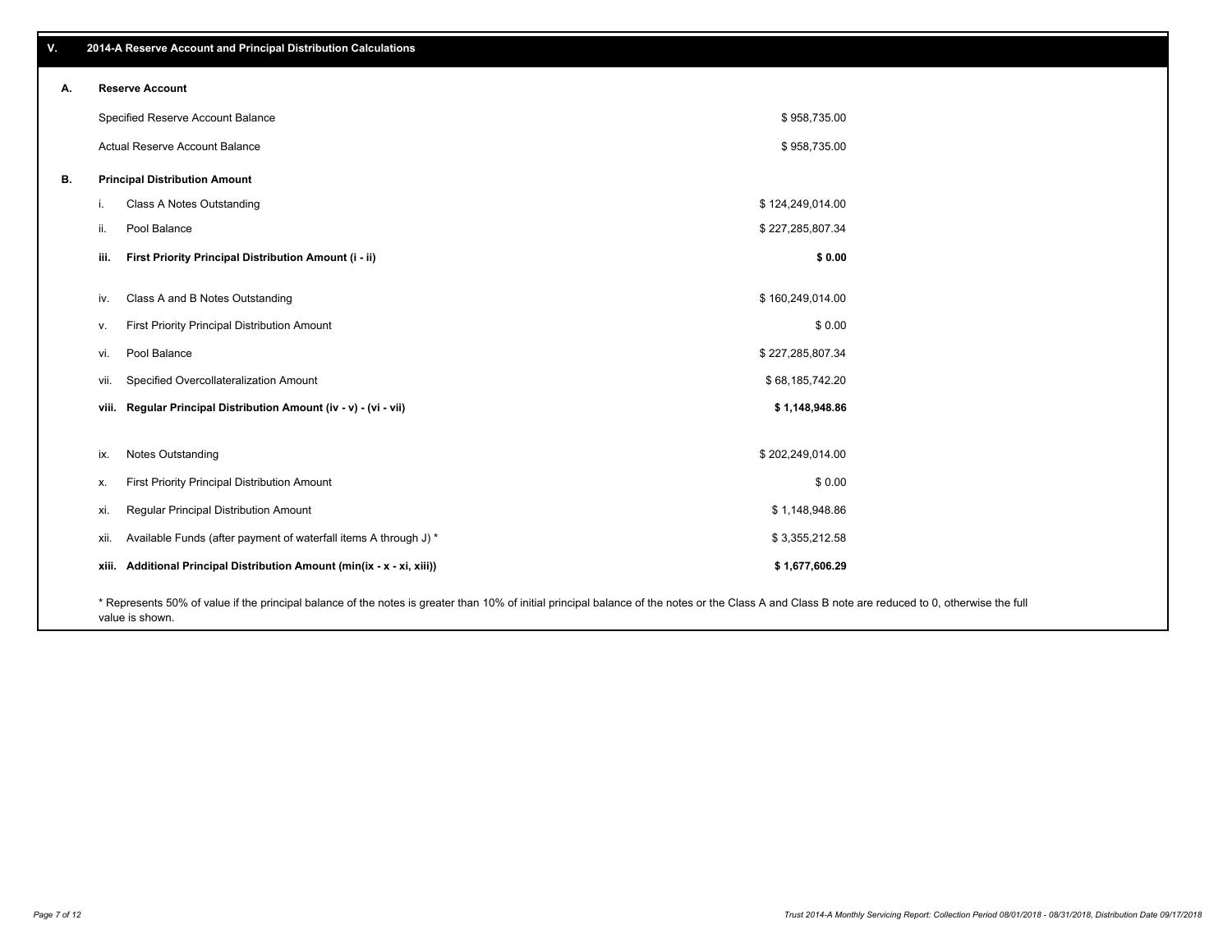## V. 2014-A Reserve Account and Principal Distribution Calculations

### A. Reserve Account

| | |
|---|---|
| Specified Reserve Account Balance | $ 958,735.00 |
| Actual Reserve Account Balance | $ 958,735.00 |

### B. Principal Distribution Amount

| | | |
|---|---|---|
| i. | Class A Notes Outstanding | $ 124,249,014.00 |
| ii. | Pool Balance | $ 227,285,807.34 |
| **iii.** | **First Priority Principal Distribution Amount (i - ii)** | **$ 0.00** |
| | | |
| iv. | Class A and B Notes Outstanding | $ 160,249,014.00 |
| v. | First Priority Principal Distribution Amount | $ 0.00 |
| vi. | Pool Balance | $ 227,285,807.34 |
| vii. | Specified Overcollateralization Amount | $ 68,185,742.20 |
| **viii.** | **Regular Principal Distribution Amount (iv - v) - (vi - vii)** | **$ 1,148,948.86** |
| | | |
| ix. | Notes Outstanding | $ 202,249,014.00 |
| x. | First Priority Principal Distribution Amount | $ 0.00 |
| xi. | Regular Principal Distribution Amount | $ 1,148,948.86 |
| xii. | Available Funds (after payment of waterfall items A through J) * | $ 3,355,212.58 |
| **xiii.** | **Additional Principal Distribution Amount (min(ix - x - xi, xiii))** | **$ 1,677,606.29** |

* Represents 50% of value if the principal balance of the notes is greater than 10% of initial principal balance of the notes or the Class A and Class B note are reduced to 0, otherwise the full value is shown.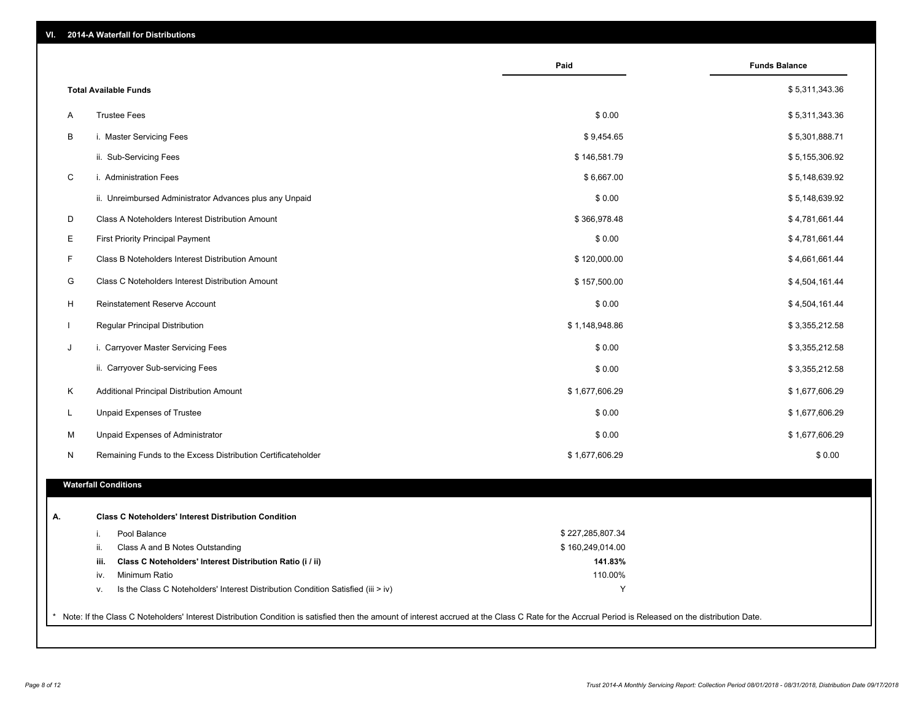## VI. 2014-A Waterfall for Distributions

| | | Paid | Funds Balance |
|---|---|---|---|
| | **Total Available Funds** | | $ 5,311,343.36 |
| A | Trustee Fees | $ 0.00 | $ 5,311,343.36 |
| B | i. Master Servicing Fees | $ 9,454.65 | $ 5,301,888.71 |
| | ii. Sub-Servicing Fees | $ 146,581.79 | $ 5,155,306.92 |
| C | i. Administration Fees | $ 6,667.00 | $ 5,148,639.92 |
| | ii. Unreimbursed Administrator Advances plus any Unpaid | $ 0.00 | $ 5,148,639.92 |
| D | Class A Noteholders Interest Distribution Amount | $ 366,978.48 | $ 4,781,661.44 |
| E | First Priority Principal Payment | $ 0.00 | $ 4,781,661.44 |
| F | Class B Noteholders Interest Distribution Amount | $ 120,000.00 | $ 4,661,661.44 |
| G | Class C Noteholders Interest Distribution Amount | $ 157,500.00 | $ 4,504,161.44 |
| H | Reinstatement Reserve Account | $ 0.00 | $ 4,504,161.44 |
| I | Regular Principal Distribution | $ 1,148,948.86 | $ 3,355,212.58 |
| J | i. Carryover Master Servicing Fees | $ 0.00 | $ 3,355,212.58 |
| | ii. Carryover Sub-servicing Fees | $ 0.00 | $ 3,355,212.58 |
| K | Additional Principal Distribution Amount | $ 1,677,606.29 | $ 1,677,606.29 |
| L | Unpaid Expenses of Trustee | $ 0.00 | $ 1,677,606.29 |
| M | Unpaid Expenses of Administrator | $ 0.00 | $ 1,677,606.29 |
| N | Remaining Funds to the Excess Distribution Certificateholder | $ 1,677,606.29 | $ 0.00 |

### Waterfall Conditions

| | | | |
|---|---|---|---|
| **A.** | | **Class C Noteholders' Interest Distribution Condition** | |
| | i. | Pool Balance | $ 227,285,807.34 |
| | ii. | Class A and B Notes Outstanding | $ 160,249,014.00 |
| | **iii.** | **Class C Noteholders' Interest Distribution Ratio (i / ii)** | **141.83%** |
| | iv. | Minimum Ratio | 110.00% |
| | v. | Is the Class C Noteholders' Interest Distribution Condition Satisfied (iii > iv) | Y |

* Note: If the Class C Noteholders' Interest Distribution Condition is satisfied then the amount of interest accrued at the Class C Rate for the Accrual Period is Released on the distribution Date.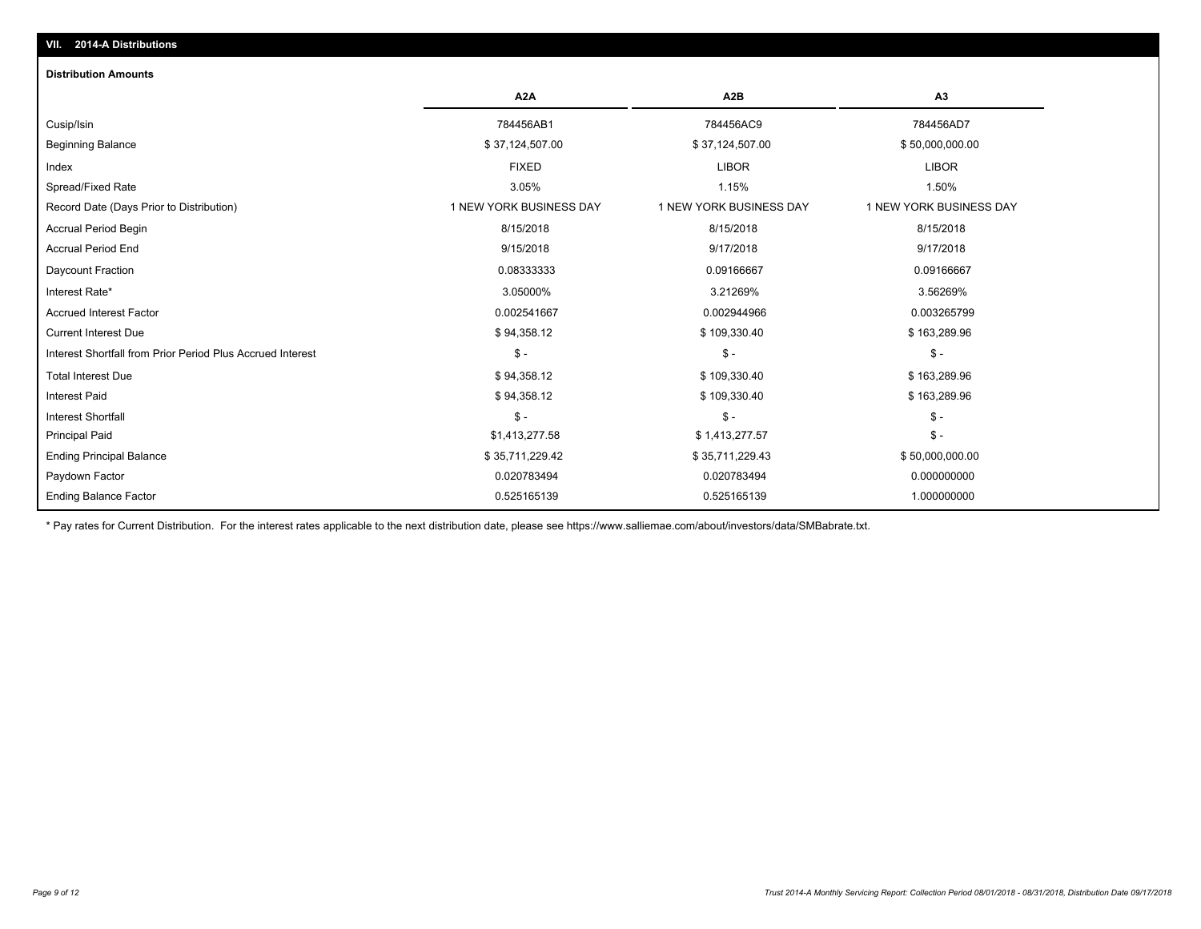## VII. 2014-A Distributions

### Distribution Amounts

| | A2A | A2B | A3 |
|---|---|---|---|
| Cusip/Isin | 784456AB1 | 784456AC9 | 784456AD7 |
| Beginning Balance | $ 37,124,507.00 | $ 37,124,507.00 | $ 50,000,000.00 |
| Index | FIXED | LIBOR | LIBOR |
| Spread/Fixed Rate | 3.05% | 1.15% | 1.50% |
| Record Date (Days Prior to Distribution) | 1 NEW YORK BUSINESS DAY | 1 NEW YORK BUSINESS DAY | 1 NEW YORK BUSINESS DAY |
| Accrual Period Begin | 8/15/2018 | 8/15/2018 | 8/15/2018 |
| Accrual Period End | 9/15/2018 | 9/17/2018 | 9/17/2018 |
| Daycount Fraction | 0.08333333 | 0.09166667 | 0.09166667 |
| Interest Rate* | 3.05000% | 3.21269% | 3.56269% |
| Accrued Interest Factor | 0.002541667 | 0.002944966 | 0.003265799 |
| Current Interest Due | $ 94,358.12 | $ 109,330.40 | $ 163,289.96 |
| Interest Shortfall from Prior Period Plus Accrued Interest | $ - | $ - | $ - |
| Total Interest Due | $ 94,358.12 | $ 109,330.40 | $ 163,289.96 |
| Interest Paid | $ 94,358.12 | $ 109,330.40 | $ 163,289.96 |
| Interest Shortfall | $ - | $ - | $ - |
| Principal Paid | $1,413,277.58 | $ 1,413,277.57 | $ - |
| Ending Principal Balance | $ 35,711,229.42 | $ 35,711,229.43 | $ 50,000,000.00 |
| Paydown Factor | 0.020783494 | 0.020783494 | 0.000000000 |
| Ending Balance Factor | 0.525165139 | 0.525165139 | 1.000000000 |

* Pay rates for Current Distribution. For the interest rates applicable to the next distribution date, please see https://www.salliemae.com/about/investors/data/SMBabrate.txt.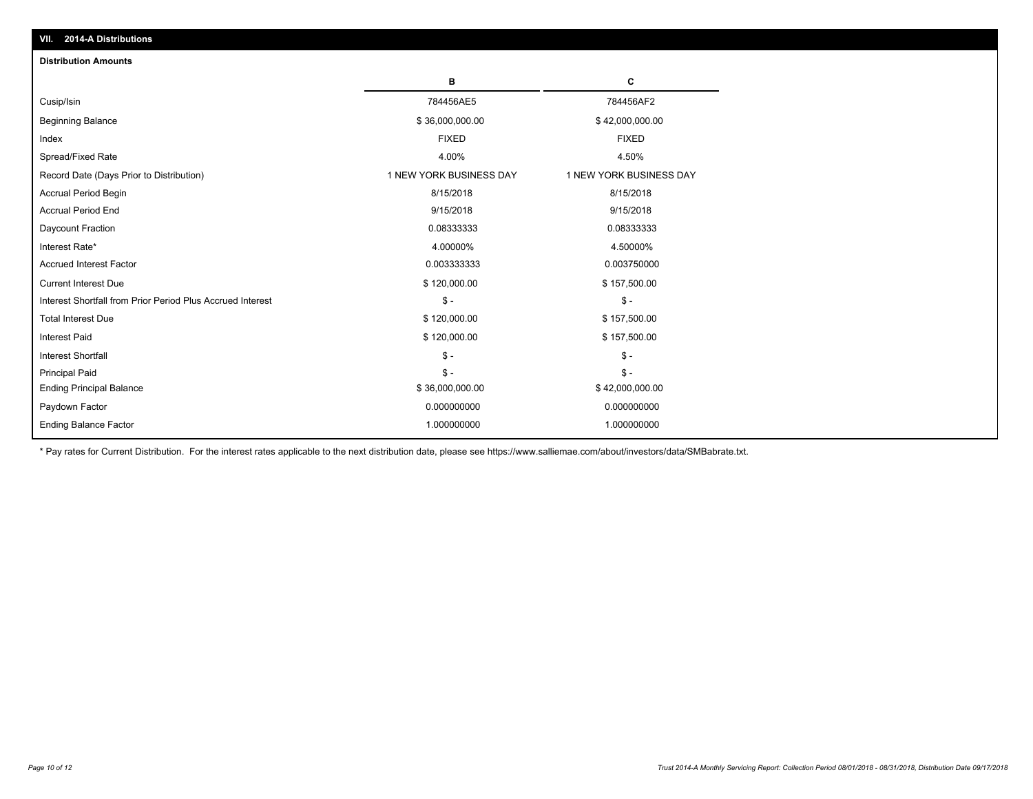## VII. 2014-A Distributions

### Distribution Amounts

| | B | C |
|---|---|---|
| Cusip/Isin | 784456AE5 | 784456AF2 |
| Beginning Balance | $ 36,000,000.00 | $ 42,000,000.00 |
| Index | FIXED | FIXED |
| Spread/Fixed Rate | 4.00% | 4.50% |
| Record Date (Days Prior to Distribution) | 1 NEW YORK BUSINESS DAY | 1 NEW YORK BUSINESS DAY |
| Accrual Period Begin | 8/15/2018 | 8/15/2018 |
| Accrual Period End | 9/15/2018 | 9/15/2018 |
| Daycount Fraction | 0.08333333 | 0.08333333 |
| Interest Rate* | 4.00000% | 4.50000% |
| Accrued Interest Factor | 0.003333333 | 0.003750000 |
| Current Interest Due | $ 120,000.00 | $ 157,500.00 |
| Interest Shortfall from Prior Period Plus Accrued Interest | $ - | $ - |
| Total Interest Due | $ 120,000.00 | $ 157,500.00 |
| Interest Paid | $ 120,000.00 | $ 157,500.00 |
| Interest Shortfall | $ - | $ - |
| Principal Paid | $ - | $ - |
| Ending Principal Balance | $ 36,000,000.00 | $ 42,000,000.00 |
| Paydown Factor | 0.000000000 | 0.000000000 |
| Ending Balance Factor | 1.000000000 | 1.000000000 |

* Pay rates for Current Distribution. For the interest rates applicable to the next distribution date, please see https://www.salliemae.com/about/investors/data/SMBabrate.txt.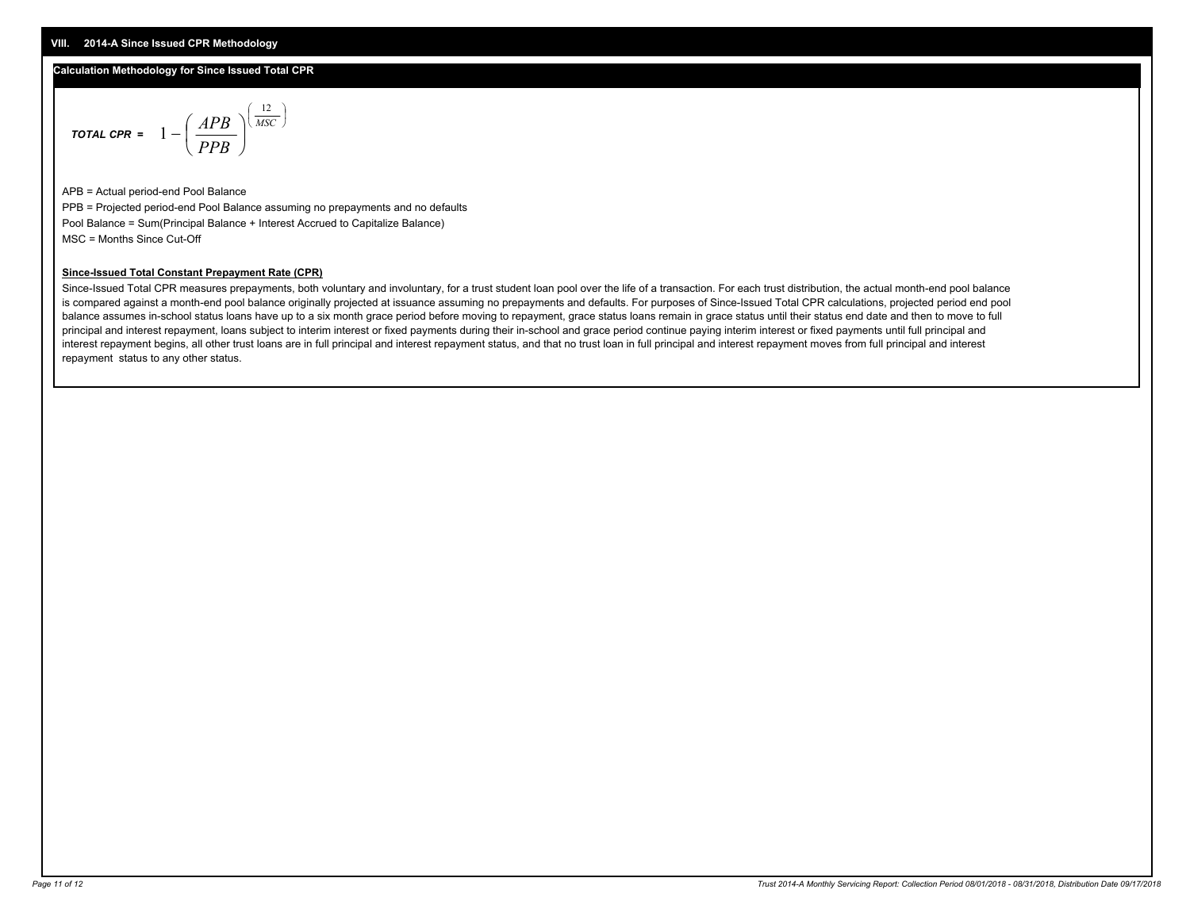## VIII. 2014-A Since Issued CPR Methodology

### Calculation Methodology for Since Issued Total CPR

$$\textbf{TOTAL CPR} = 1 - \left( \frac{APB}{PPB} \right)^{\left( \frac{12}{MSC} \right)}$$

APB = Actual period-end Pool Balance

PPB = Projected period-end Pool Balance assuming no prepayments and no defaults

Pool Balance = Sum(Principal Balance + Interest Accrued to Capitalize Balance)

MSC = Months Since Cut-Off

**Since-Issued Total Constant Prepayment Rate (CPR)**

Since-Issued Total CPR measures prepayments, both voluntary and involuntary, for a trust student loan pool over the life of a transaction. For each trust distribution, the actual month-end pool balance is compared against a month-end pool balance originally projected at issuance assuming no prepayments and defaults. For purposes of Since-Issued Total CPR calculations, projected period end pool balance assumes in-school status loans have up to a six month grace period before moving to repayment, grace status loans remain in grace status until their status end date and then to move to full principal and interest repayment, loans subject to interim interest or fixed payments during their in-school and grace period continue paying interim interest or fixed payments until full principal and interest repayment begins, all other trust loans are in full principal and interest repayment status, and that no trust loan in full principal and interest repayment moves from full principal and interest repayment status to any other status.